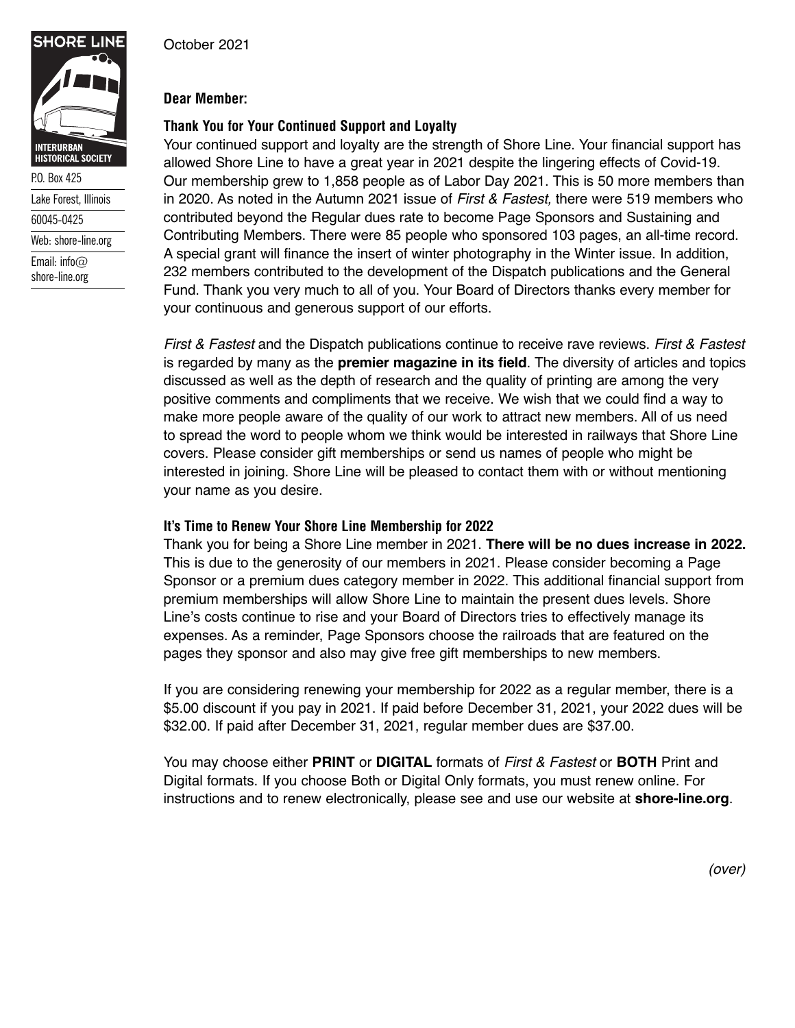SHORE LINE

INTERURBAN HISTORICAL SOCIETY

P.O. Box 425

Lake Forest, Illinois

60045-0425

Web: shore-line.org

Email: info@shore-line.org

October 2021

**Dear Member:**

### Thank You for Your Continued Support and Loyalty

Your continued support and loyalty are the strength of Shore Line. Your financial support has allowed Shore Line to have a great year in 2021 despite the lingering effects of Covid-19. Our membership grew to 1,858 people as of Labor Day 2021. This is 50 more members than in 2020. As noted in the Autumn 2021 issue of *First & Fastest,* there were 519 members who contributed beyond the Regular dues rate to become Page Sponsors and Sustaining and Contributing Members. There were 85 people who sponsored 103 pages, an all-time record. A special grant will finance the insert of winter photography in the Winter issue. In addition, 232 members contributed to the development of the Dispatch publications and the General Fund. Thank you very much to all of you. Your Board of Directors thanks every member for your continuous and generous support of our efforts.

*First & Fastest* and the Dispatch publications continue to receive rave reviews. *First & Fastest* is regarded by many as the **premier magazine in its field**. The diversity of articles and topics discussed as well as the depth of research and the quality of printing are among the very positive comments and compliments that we receive. We wish that we could find a way to make more people aware of the quality of our work to attract new members. All of us need to spread the word to people whom we think would be interested in railways that Shore Line covers. Please consider gift memberships or send us names of people who might be interested in joining. Shore Line will be pleased to contact them with or without mentioning your name as you desire.

### It's Time to Renew Your Shore Line Membership for 2022

Thank you for being a Shore Line member in 2021. **There will be no dues increase in 2022.** This is due to the generosity of our members in 2021. Please consider becoming a Page Sponsor or a premium dues category member in 2022. This additional financial support from premium memberships will allow Shore Line to maintain the present dues levels. Shore Line's costs continue to rise and your Board of Directors tries to effectively manage its expenses. As a reminder, Page Sponsors choose the railroads that are featured on the pages they sponsor and also may give free gift memberships to new members.

If you are considering renewing your membership for 2022 as a regular member, there is a $5.00 discount if you pay in 2021. If paid before December 31, 2021, your 2022 dues will be $32.00. If paid after December 31, 2021, regular member dues are $37.00.

You may choose either **PRINT** or **DIGITAL** formats of *First & Fastest* or **BOTH** Print and Digital formats. If you choose Both or Digital Only formats, you must renew online. For instructions and to renew electronically, please see and use our website at **shore-line.org**.

*(over)*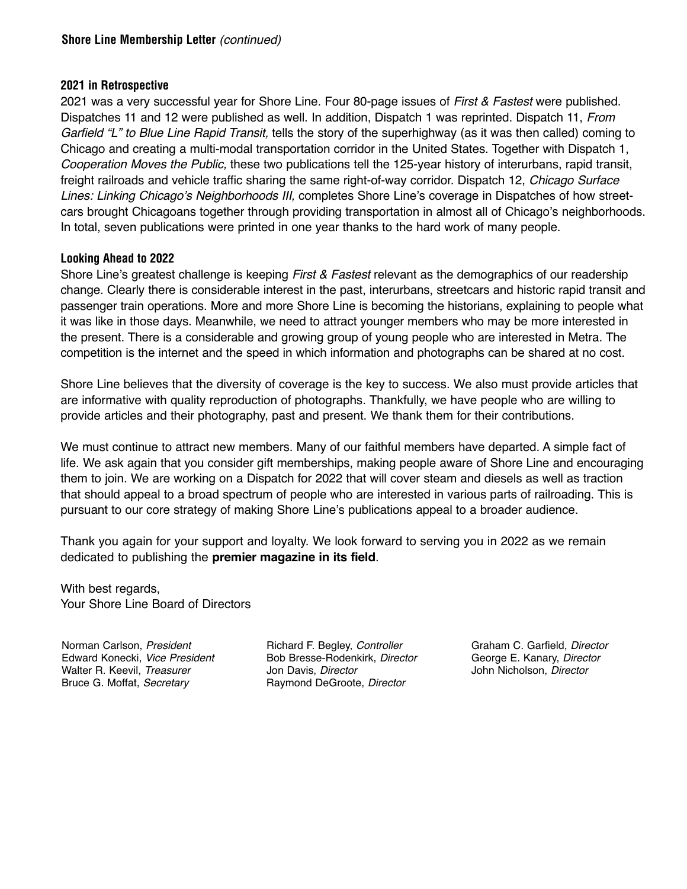## 2021 in Retrospective

2021 was a very successful year for Shore Line. Four 80-page issues of *First & Fastest* were published. Dispatches 11 and 12 were published as well. In addition, Dispatch 1 was reprinted. Dispatch 11, *From Garfield "L" to Blue Line Rapid Transit,* tells the story of the superhighway (as it was then called) coming to Chicago and creating a multi-modal transportation corridor in the United States. Together with Dispatch 1, *Cooperation Moves the Public,* these two publications tell the 125-year history of interurbans, rapid transit, freight railroads and vehicle traffic sharing the same right-of-way corridor. Dispatch 12, *Chicago Surface Lines: Linking Chicago's Neighborhoods III,* completes Shore Line's coverage in Dispatches of how street-cars brought Chicagoans together through providing transportation in almost all of Chicago's neighborhoods. In total, seven publications were printed in one year thanks to the hard work of many people.

## Looking Ahead to 2022

Shore Line's greatest challenge is keeping *First & Fastest* relevant as the demographics of our readership change. Clearly there is considerable interest in the past, interurbans, streetcars and historic rapid transit and passenger train operations. More and more Shore Line is becoming the historians, explaining to people what it was like in those days. Meanwhile, we need to attract younger members who may be more interested in the present. There is a considerable and growing group of young people who are interested in Metra. The competition is the internet and the speed in which information and photographs can be shared at no cost.

Shore Line believes that the diversity of coverage is the key to success. We also must provide articles that are informative with quality reproduction of photographs. Thankfully, we have people who are willing to provide articles and their photography, past and present. We thank them for their contributions.

We must continue to attract new members. Many of our faithful members have departed. A simple fact of life. We ask again that you consider gift memberships, making people aware of Shore Line and encouraging them to join. We are working on a Dispatch for 2022 that will cover steam and diesels as well as traction that should appeal to a broad spectrum of people who are interested in various parts of railroading. This is pursuant to our core strategy of making Shore Line's publications appeal to a broader audience.

Thank you again for your support and loyalty. We look forward to serving you in 2022 as we remain dedicated to publishing the **premier magazine in its field**.

With best regards,
Your Shore Line Board of Directors

Norman Carlson, *President*
Edward Konecki, *Vice President*
Walter R. Keevil, *Treasurer*
Bruce G. Moffat, *Secretary*
Richard F. Begley, *Controller*
Bob Bresse-Rodenkirk, *Director*
Jon Davis, *Director*
Raymond DeGroote, *Director*
Graham C. Garfield, *Director*
George E. Kanary, *Director*
John Nicholson, *Director*